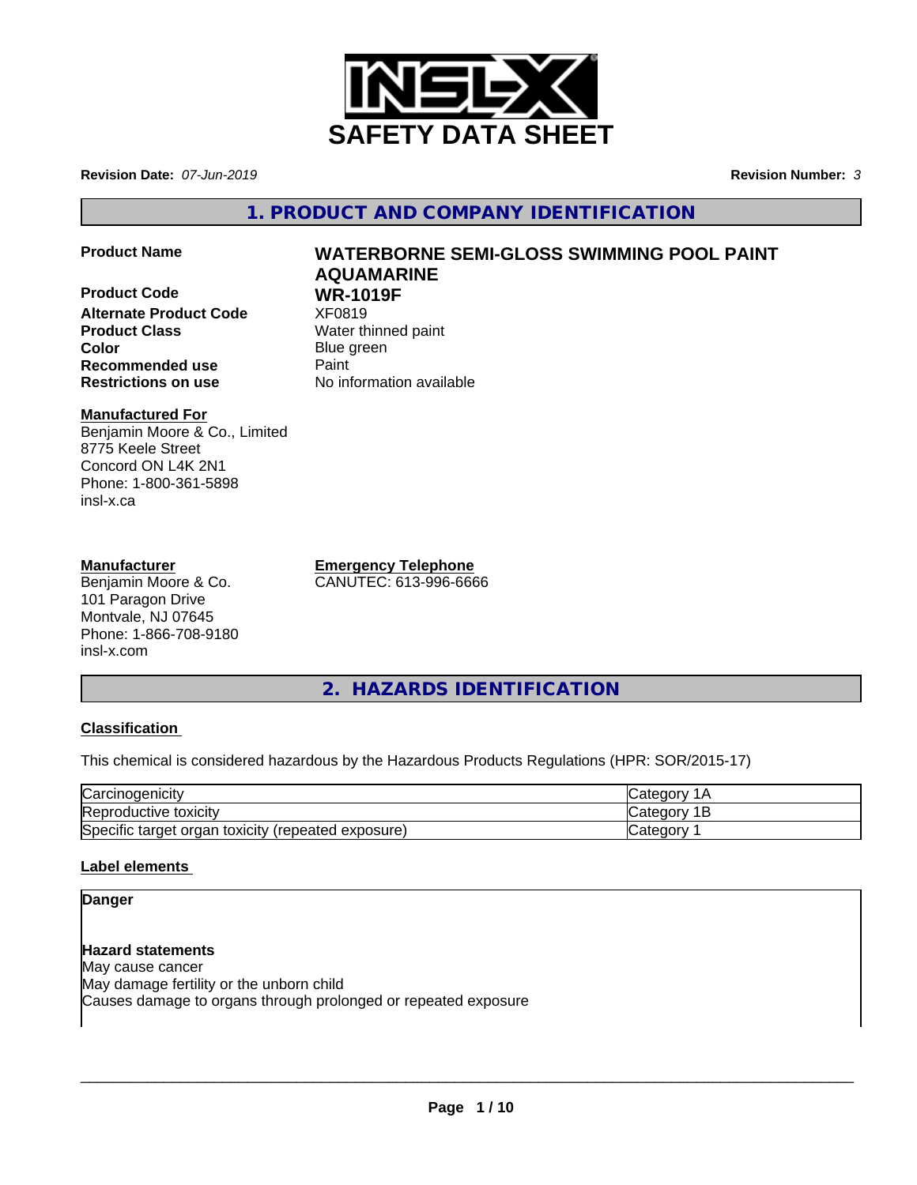# SAFETY DATA SHEET

**Revision Date:** *07-Jun-2019* **Revision Number:** *3*

## 1. PRODUCT AND COMPANY IDENTIFICATION

**Product Name** **WATERBORNE SEMI-GLOSS SWIMMING POOL PAINT AQUAMARINE**

**Product Code** **WR-1019F**

**Alternate Product Code** XF0819

**Product Class** Water thinned paint

**Color** Blue green

**Recommended use** Paint

**Restrictions on use** No information available

**Manufactured For**

Benjamin Moore & Co., Limited
8775 Keele Street
Concord ON L4K 2N1
Phone: 1-800-361-5898
insl-x.ca

**Manufacturer**

Benjamin Moore & Co.
101 Paragon Drive
Montvale, NJ 07645
Phone: 1-866-708-9180
insl-x.com

**Emergency Telephone**

CANUTEC: 613-996-6666

## 2. HAZARDS IDENTIFICATION

### Classification

This chemical is considered hazardous by the Hazardous Products Regulations (HPR: SOR/2015-17)

| | |
|---|---|
| Carcinogenicity | Category 1A |
| Reproductive toxicity | Category 1B |
| Specific target organ toxicity (repeated exposure) | Category 1 |

### Label elements

**Danger**

**Hazard statements**

May cause cancer
May damage fertility or the unborn child
Causes damage to organs through prolonged or repeated exposure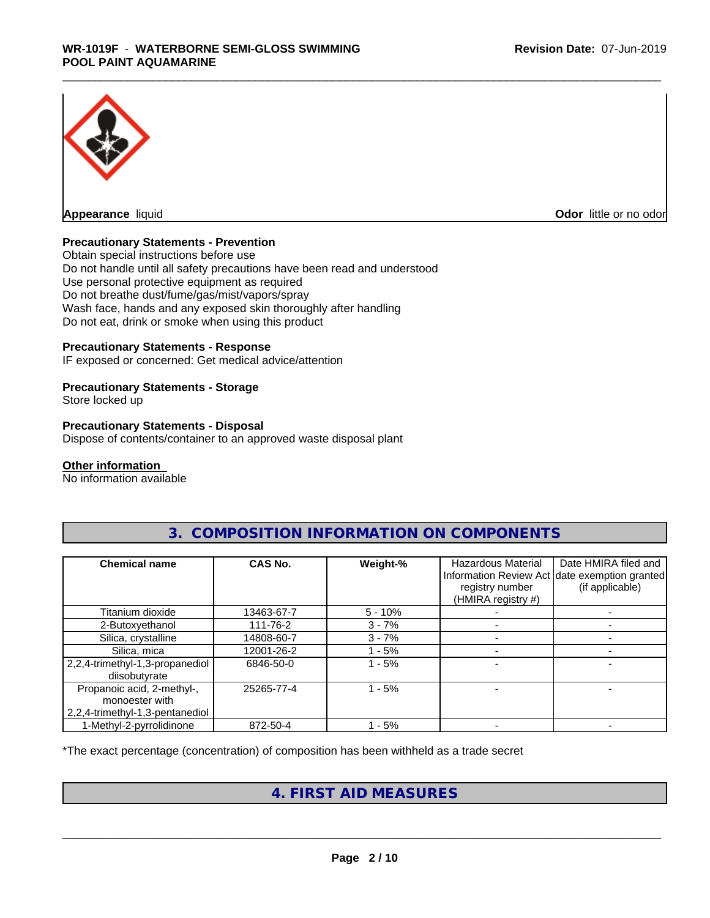**Appearance** liquid

**Odor** little or no odor

**Precautionary Statements - Prevention**

Obtain special instructions before use
Do not handle until all safety precautions have been read and understood
Use personal protective equipment as required
Do not breathe dust/fume/gas/mist/vapors/spray
Wash face, hands and any exposed skin thoroughly after handling
Do not eat, drink or smoke when using this product

**Precautionary Statements - Response**

IF exposed or concerned: Get medical advice/attention

**Precautionary Statements - Storage**

Store locked up

**Precautionary Statements - Disposal**

Dispose of contents/container to an approved waste disposal plant

**Other information**

No information available

## 3. COMPOSITION INFORMATION ON COMPONENTS

| Chemical name | CAS No. | Weight-% | Hazardous Material Information Review Act registry number (HMIRA registry #) | Date HMIRA filed and date exemption granted (if applicable) |
|---|---|---|---|---|
| Titanium dioxide | 13463-67-7 | 5 - 10% | - | - |
| 2-Butoxyethanol | 111-76-2 | 3 - 7% | - | - |
| Silica, crystalline | 14808-60-7 | 3 - 7% | - | - |
| Silica, mica | 12001-26-2 | 1 - 5% | - | - |
| 2,2,4-trimethyl-1,3-propanediol diisobutyrate | 6846-50-0 | 1 - 5% | - | - |
| Propanoic acid, 2-methyl-, monoester with 2,2,4-trimethyl-1,3-pentanediol | 25265-77-4 | 1 - 5% | - | - |
| 1-Methyl-2-pyrrolidinone | 872-50-4 | 1 - 5% | - | - |

*The exact percentage (concentration) of composition has been withheld as a trade secret

## 4. FIRST AID MEASURES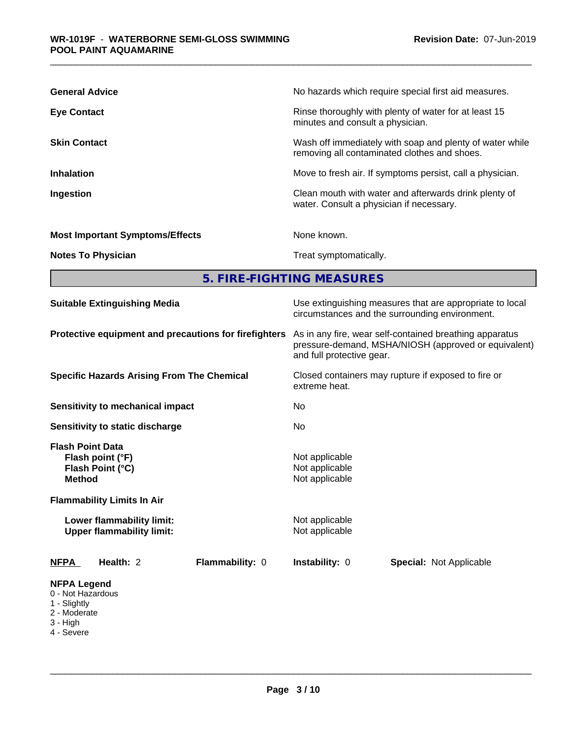| | |
|---|---|
| **General Advice** | No hazards which require special first aid measures. |
| **Eye Contact** | Rinse thoroughly with plenty of water for at least 15 minutes and consult a physician. |
| **Skin Contact** | Wash off immediately with soap and plenty of water while removing all contaminated clothes and shoes. |
| **Inhalation** | Move to fresh air. If symptoms persist, call a physician. |
| **Ingestion** | Clean mouth with water and afterwards drink plenty of water. Consult a physician if necessary. |
| **Most Important Symptoms/Effects** | None known. |
| **Notes To Physician** | Treat symptomatically. |

## 5. FIRE-FIGHTING MEASURES

| | |
|---|---|
| **Suitable Extinguishing Media** | Use extinguishing measures that are appropriate to local circumstances and the surrounding environment. |
| **Protective equipment and precautions for firefighters** | As in any fire, wear self-contained breathing apparatus pressure-demand, MSHA/NIOSH (approved or equivalent) and full protective gear. |
| **Specific Hazards Arising From The Chemical** | Closed containers may rupture if exposed to fire or extreme heat. |
| **Sensitivity to mechanical impact** | No |
| **Sensitivity to static discharge** | No |
| **Flash Point Data** | |
| **Flash point (°F)** | Not applicable |
| **Flash Point (°C)** | Not applicable |
| **Method** | Not applicable |
| **Flammability Limits In Air** | |
| **Lower flammability limit:** | Not applicable |
| **Upper flammability limit:** | Not applicable |

| **NFPA** | **Health:** 2 | **Flammability:** 0 | **Instability:** 0 | **Special:** Not Applicable |
|---|---|---|---|---|

**NFPA Legend**
- 0 - Not Hazardous
- 1 - Slightly
- 2 - Moderate
- 3 - High
- 4 - Severe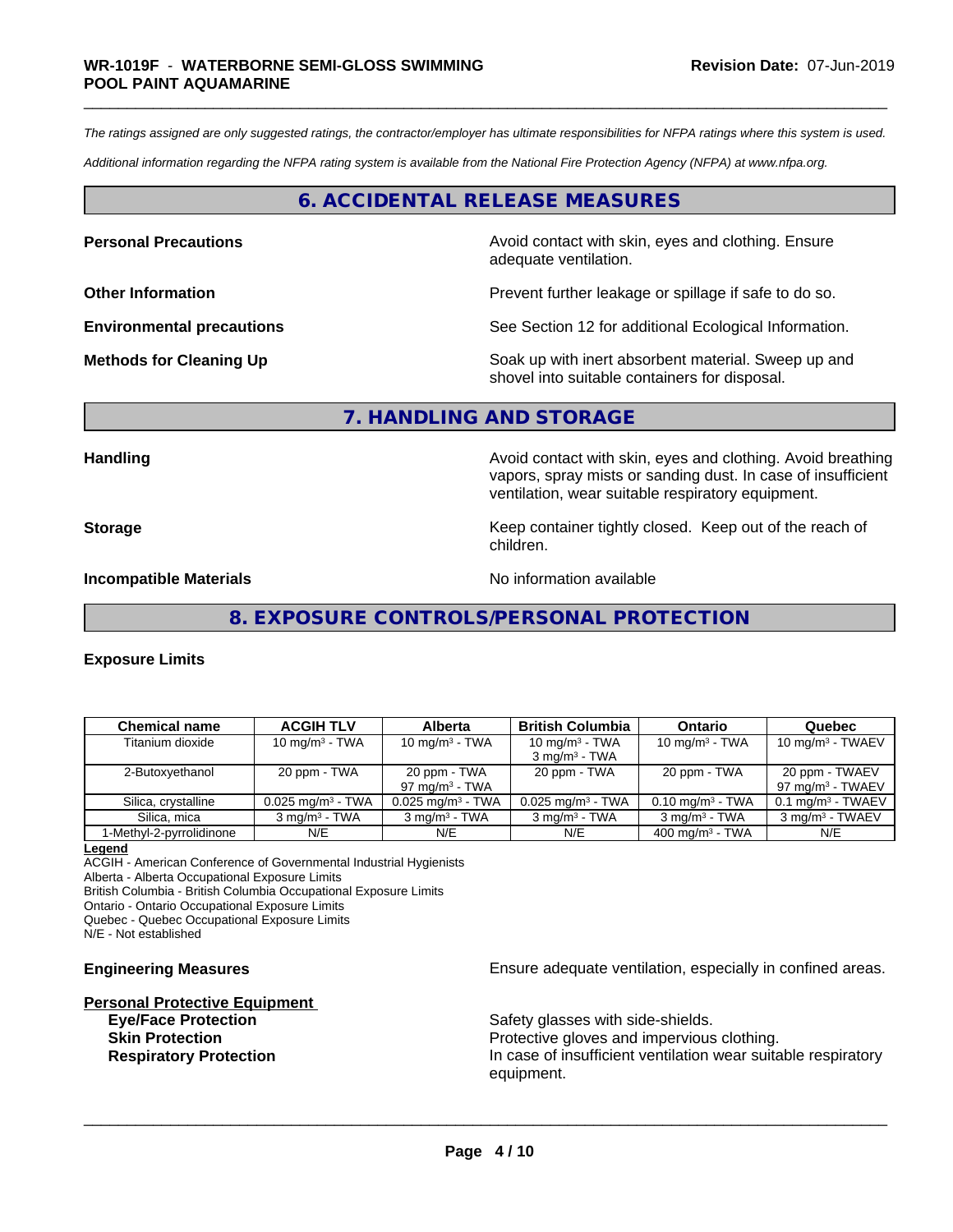*The ratings assigned are only suggested ratings, the contractor/employer has ultimate responsibilities for NFPA ratings where this system is used.*

*Additional information regarding the NFPA rating system is available from the National Fire Protection Agency (NFPA) at www.nfpa.org.*

## 6. ACCIDENTAL RELEASE MEASURES

**Personal Precautions** — Avoid contact with skin, eyes and clothing. Ensure adequate ventilation.

**Other Information** — Prevent further leakage or spillage if safe to do so.

**Environmental precautions** — See Section 12 for additional Ecological Information.

**Methods for Cleaning Up** — Soak up with inert absorbent material. Sweep up and shovel into suitable containers for disposal.

## 7. HANDLING AND STORAGE

**Handling** — Avoid contact with skin, eyes and clothing. Avoid breathing vapors, spray mists or sanding dust. In case of insufficient ventilation, wear suitable respiratory equipment.

**Storage** — Keep container tightly closed. Keep out of the reach of children.

**Incompatible Materials** — No information available

## 8. EXPOSURE CONTROLS/PERSONAL PROTECTION

**Exposure Limits**

| Chemical name | ACGIH TLV | Alberta | British Columbia | Ontario | Quebec |
|---|---|---|---|---|---|
| Titanium dioxide | 10 mg/m³ - TWA | 10 mg/m³ - TWA | 10 mg/m³ - TWA<br>3 mg/m³ - TWA | 10 mg/m³ - TWA | 10 mg/m³ - TWAEV |
| 2-Butoxyethanol | 20 ppm - TWA | 20 ppm - TWA<br>97 mg/m³ - TWA | 20 ppm - TWA | 20 ppm - TWA | 20 ppm - TWAEV<br>97 mg/m³ - TWAEV |
| Silica, crystalline | 0.025 mg/m³ - TWA | 0.025 mg/m³ - TWA | 0.025 mg/m³ - TWA | 0.10 mg/m³ - TWA | 0.1 mg/m³ - TWAEV |
| Silica, mica | 3 mg/m³ - TWA | 3 mg/m³ - TWA | 3 mg/m³ - TWA | 3 mg/m³ - TWA | 3 mg/m³ - TWAEV |
| 1-Methyl-2-pyrrolidinone | N/E | N/E | N/E | 400 mg/m³ - TWA | N/E |

**Legend**

ACGIH - American Conference of Governmental Industrial Hygienists
Alberta - Alberta Occupational Exposure Limits
British Columbia - British Columbia Occupational Exposure Limits
Ontario - Ontario Occupational Exposure Limits
Quebec - Quebec Occupational Exposure Limits
N/E - Not established

**Engineering Measures** — Ensure adequate ventilation, especially in confined areas.

**Personal Protective Equipment**

- **Eye/Face Protection** — Safety glasses with side-shields.
- **Skin Protection** — Protective gloves and impervious clothing.
- **Respiratory Protection** — In case of insufficient ventilation wear suitable respiratory equipment.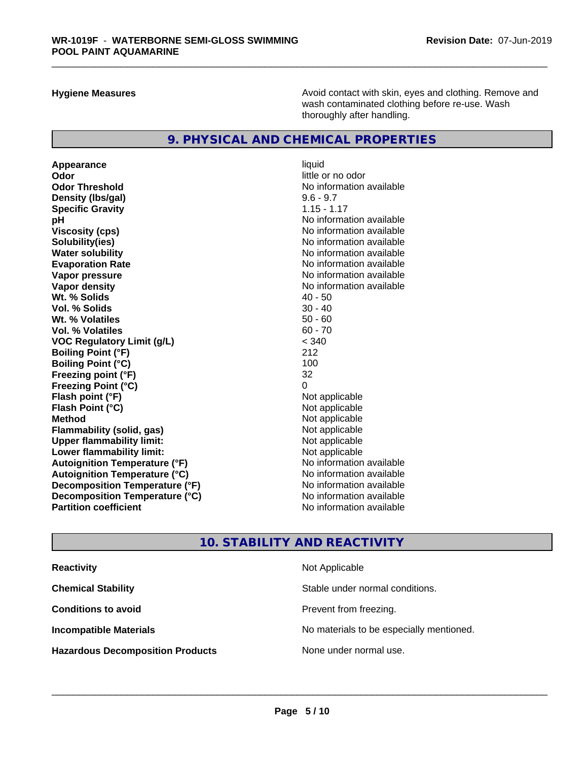**Hygiene Measures** Avoid contact with skin, eyes and clothing. Remove and wash contaminated clothing before re-use. Wash thoroughly after handling.

## 9. PHYSICAL AND CHEMICAL PROPERTIES

| | |
|---|---|
| **Appearance** | liquid |
| **Odor** | little or no odor |
| **Odor Threshold** | No information available |
| **Density (lbs/gal)** | 9.6 - 9.7 |
| **Specific Gravity** | 1.15 - 1.17 |
| **pH** | No information available |
| **Viscosity (cps)** | No information available |
| **Solubility(ies)** | No information available |
| **Water solubility** | No information available |
| **Evaporation Rate** | No information available |
| **Vapor pressure** | No information available |
| **Vapor density** | No information available |
| **Wt. % Solids** | 40 - 50 |
| **Vol. % Solids** | 30 - 40 |
| **Wt. % Volatiles** | 50 - 60 |
| **Vol. % Volatiles** | 60 - 70 |
| **VOC Regulatory Limit (g/L)** | < 340 |
| **Boiling Point (°F)** | 212 |
| **Boiling Point (°C)** | 100 |
| **Freezing point (°F)** | 32 |
| **Freezing Point (°C)** | 0 |
| **Flash point (°F)** | Not applicable |
| **Flash Point (°C)** | Not applicable |
| **Method** | Not applicable |
| **Flammability (solid, gas)** | Not applicable |
| **Upper flammability limit:** | Not applicable |
| **Lower flammability limit:** | Not applicable |
| **Autoignition Temperature (°F)** | No information available |
| **Autoignition Temperature (°C)** | No information available |
| **Decomposition Temperature (°F)** | No information available |
| **Decomposition Temperature (°C)** | No information available |
| **Partition coefficient** | No information available |

## 10. STABILITY AND REACTIVITY

| | |
|---|---|
| **Reactivity** | Not Applicable |
| **Chemical Stability** | Stable under normal conditions. |
| **Conditions to avoid** | Prevent from freezing. |
| **Incompatible Materials** | No materials to be especially mentioned. |
| **Hazardous Decomposition Products** | None under normal use. |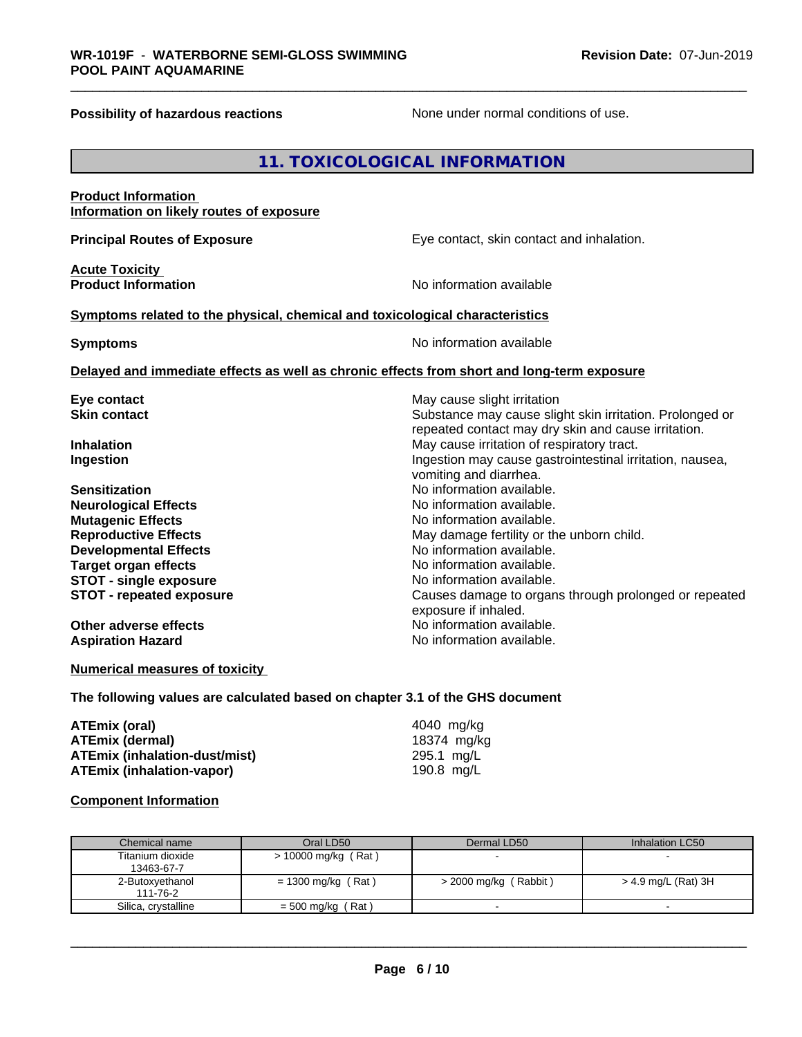**Possibility of hazardous reactions** None under normal conditions of use.

## 11. TOXICOLOGICAL INFORMATION

**Product Information**
**Information on likely routes of exposure**

**Principal Routes of Exposure** Eye contact, skin contact and inhalation.

**Acute Toxicity**
**Product Information** No information available

**Symptoms related to the physical, chemical and toxicological characteristics**

**Symptoms** No information available

**Delayed and immediate effects as well as chronic effects from short and long-term exposure**

**Eye contact** May cause slight irritation
**Skin contact** Substance may cause slight skin irritation. Prolonged or repeated contact may dry skin and cause irritation.
**Inhalation** May cause irritation of respiratory tract.
**Ingestion** Ingestion may cause gastrointestinal irritation, nausea, vomiting and diarrhea.
**Sensitization** No information available.
**Neurological Effects** No information available.
**Mutagenic Effects** No information available.
**Reproductive Effects** May damage fertility or the unborn child.
**Developmental Effects** No information available.
**Target organ effects** No information available.
**STOT - single exposure** No information available.
**STOT - repeated exposure** Causes damage to organs through prolonged or repeated exposure if inhaled.
**Other adverse effects** No information available.
**Aspiration Hazard** No information available.

**Numerical measures of toxicity**

**The following values are calculated based on chapter 3.1 of the GHS document**

**ATEmix (oral)** 4040 mg/kg
**ATEmix (dermal)** 18374 mg/kg
**ATEmix (inhalation-dust/mist)** 295.1 mg/L
**ATEmix (inhalation-vapor)** 190.8 mg/L

**Component Information**

| Chemical name | Oral LD50 | Dermal LD50 | Inhalation LC50 |
|---|---|---|---|
| Titanium dioxide 13463-67-7 | > 10000 mg/kg ( Rat ) | - | - |
| 2-Butoxyethanol 111-76-2 | = 1300 mg/kg ( Rat ) | > 2000 mg/kg ( Rabbit ) | > 4.9 mg/L (Rat) 3H |
| Silica, crystalline | = 500 mg/kg ( Rat ) | - | - |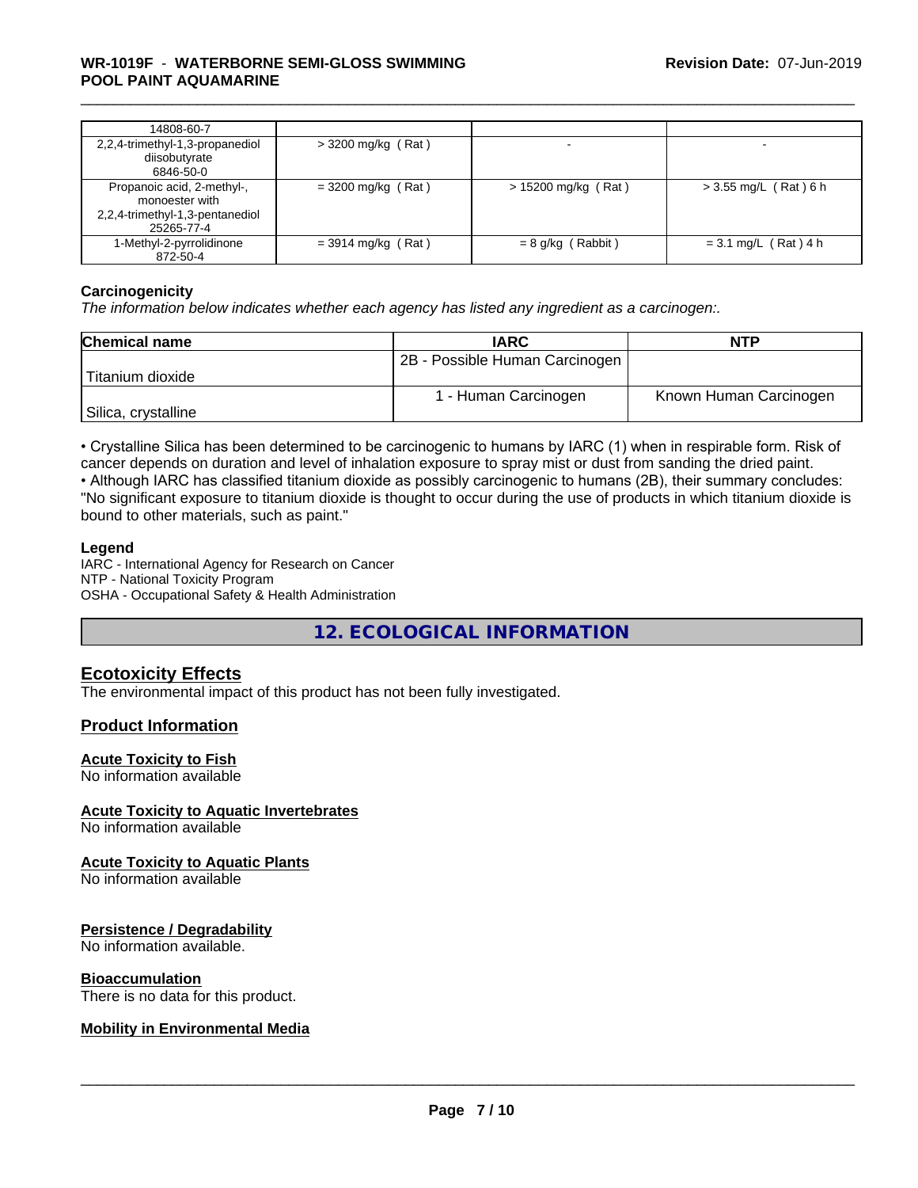| 14808-60-7 | | | |
|---|---|---|---|
| 2,2,4-trimethyl-1,3-propanediol diisobutyrate 6846-50-0 | > 3200 mg/kg ( Rat ) | - | - |
| Propanoic acid, 2-methyl-, monoester with 2,2,4-trimethyl-1,3-pentanediol 25265-77-4 | = 3200 mg/kg ( Rat ) | > 15200 mg/kg ( Rat ) | > 3.55 mg/L ( Rat ) 6 h |
| 1-Methyl-2-pyrrolidinone 872-50-4 | = 3914 mg/kg ( Rat ) | = 8 g/kg ( Rabbit ) | = 3.1 mg/L ( Rat ) 4 h |

**Carcinogenicity**

*The information below indicates whether each agency has listed any ingredient as a carcinogen:.*

| Chemical name | IARC | NTP |
|---|---|---|
| Titanium dioxide | 2B - Possible Human Carcinogen | |
| Silica, crystalline | 1 - Human Carcinogen | Known Human Carcinogen |

• Crystalline Silica has been determined to be carcinogenic to humans by IARC (1) when in respirable form. Risk of cancer depends on duration and level of inhalation exposure to spray mist or dust from sanding the dried paint.
• Although IARC has classified titanium dioxide as possibly carcinogenic to humans (2B), their summary concludes: "No significant exposure to titanium dioxide is thought to occur during the use of products in which titanium dioxide is bound to other materials, such as paint."

**Legend**

IARC - International Agency for Research on Cancer
NTP - National Toxicity Program
OSHA - Occupational Safety & Health Administration

## 12. ECOLOGICAL INFORMATION

### Ecotoxicity Effects

The environmental impact of this product has not been fully investigated.

### Product Information

**Acute Toxicity to Fish**

No information available

**Acute Toxicity to Aquatic Invertebrates**

No information available

**Acute Toxicity to Aquatic Plants**

No information available

**Persistence / Degradability**

No information available.

**Bioaccumulation**

There is no data for this product.

**Mobility in Environmental Media**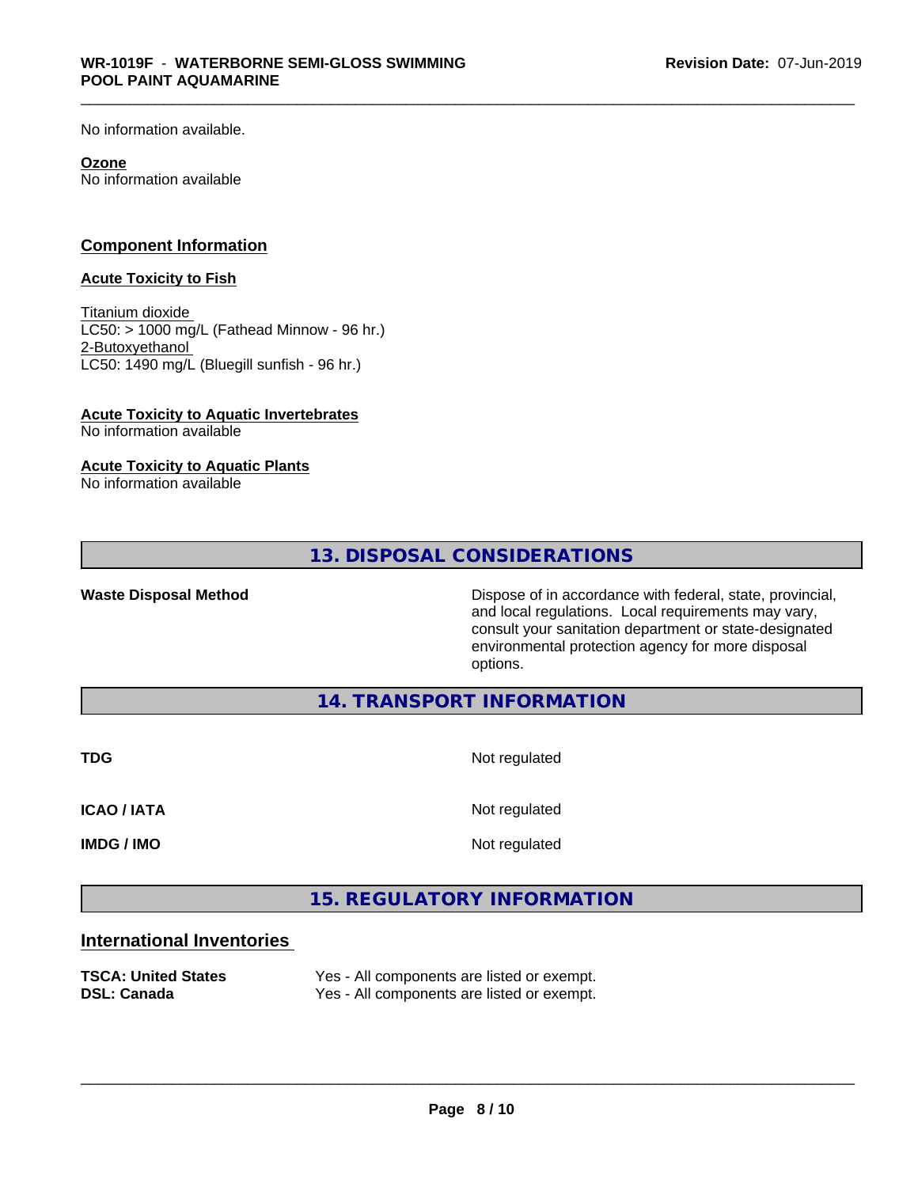No information available.

**Ozone**
No information available

## Component Information

### Acute Toxicity to Fish

Titanium dioxide
LC50: > 1000 mg/L (Fathead Minnow - 96 hr.)
2-Butoxyethanol
LC50: 1490 mg/L (Bluegill sunfish - 96 hr.)

### Acute Toxicity to Aquatic Invertebrates
No information available

### Acute Toxicity to Aquatic Plants
No information available

## 13. DISPOSAL CONSIDERATIONS

**Waste Disposal Method**

Dispose of in accordance with federal, state, provincial, and local regulations. Local requirements may vary, consult your sanitation department or state-designated environmental protection agency for more disposal options.

## 14. TRANSPORT INFORMATION

| | |
|---|---|
| **TDG** | Not regulated |
| **ICAO / IATA** | Not regulated |
| **IMDG / IMO** | Not regulated |

## 15. REGULATORY INFORMATION

### International Inventories

| | |
|---|---|
| **TSCA: United States** | Yes - All components are listed or exempt. |
| **DSL: Canada** | Yes - All components are listed or exempt. |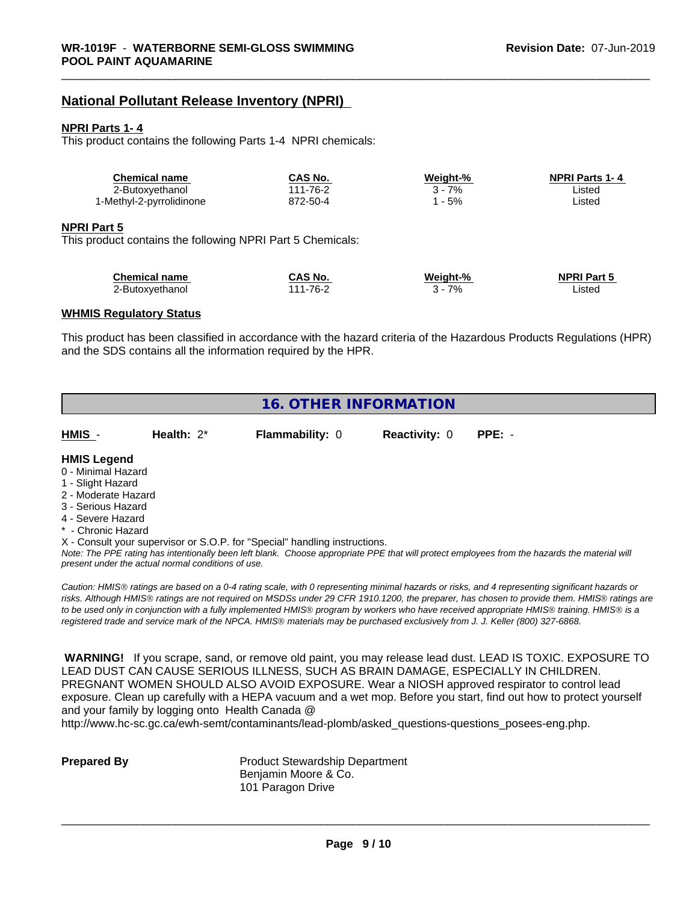## National Pollutant Release Inventory (NPRI)

**NPRI Parts 1- 4**

This product contains the following Parts 1-4 NPRI chemicals:

| Chemical name | CAS No. | Weight-% | NPRI Parts 1- 4 |
|---|---|---|---|
| 2-Butoxyethanol | 111-76-2 | 3 - 7% | Listed |
| 1-Methyl-2-pyrrolidinone | 872-50-4 | 1 - 5% | Listed |

**NPRI Part 5**

This product contains the following NPRI Part 5 Chemicals:

| Chemical name | CAS No. | Weight-% | NPRI Part 5 |
|---|---|---|---|
| 2-Butoxyethanol | 111-76-2 | 3 - 7% | Listed |

**WHMIS Regulatory Status**

This product has been classified in accordance with the hazard criteria of the Hazardous Products Regulations (HPR) and the SDS contains all the information required by the HPR.

## 16. OTHER INFORMATION

| HMIS - | Health: 2* | Flammability: 0 | Reactivity: 0 | PPE: - |
|---|---|---|---|---|

**HMIS Legend**

0 - Minimal Hazard
1 - Slight Hazard
2 - Moderate Hazard
3 - Serious Hazard
4 - Severe Hazard
* - Chronic Hazard
X - Consult your supervisor or S.O.P. for "Special" handling instructions.

*Note: The PPE rating has intentionally been left blank. Choose appropriate PPE that will protect employees from the hazards the material will present under the actual normal conditions of use.*

*Caution: HMIS® ratings are based on a 0-4 rating scale, with 0 representing minimal hazards or risks, and 4 representing significant hazards or risks. Although HMIS® ratings are not required on MSDSs under 29 CFR 1910.1200, the preparer, has chosen to provide them. HMIS® ratings are to be used only in conjunction with a fully implemented HMIS® program by workers who have received appropriate HMIS® training. HMIS® is a registered trade and service mark of the NPCA. HMIS® materials may be purchased exclusively from J. J. Keller (800) 327-6868.*

**WARNING!** If you scrape, sand, or remove old paint, you may release lead dust. LEAD IS TOXIC. EXPOSURE TO LEAD DUST CAN CAUSE SERIOUS ILLNESS, SUCH AS BRAIN DAMAGE, ESPECIALLY IN CHILDREN. PREGNANT WOMEN SHOULD ALSO AVOID EXPOSURE. Wear a NIOSH approved respirator to control lead exposure. Clean up carefully with a HEPA vacuum and a wet mop. Before you start, find out how to protect yourself and your family by logging onto Health Canada @ http://www.hc-sc.gc.ca/ewh-semt/contaminants/lead-plomb/asked_questions-questions_posees-eng.php.

**Prepared By**

Product Stewardship Department
Benjamin Moore & Co.
101 Paragon Drive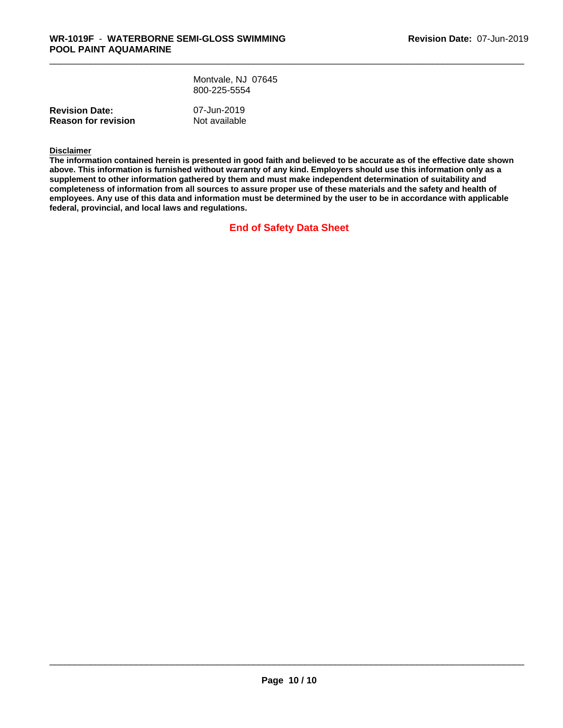Montvale, NJ 07645
800-225-5554

| | |
|---|---|
| **Revision Date:** | 07-Jun-2019 |
| **Reason for revision** | Not available |

**Disclaimer**

**The information contained herein is presented in good faith and believed to be accurate as of the effective date shown above. This information is furnished without warranty of any kind. Employers should use this information only as a supplement to other information gathered by them and must make independent determination of suitability and completeness of information from all sources to assure proper use of these materials and the safety and health of employees. Any use of this data and information must be determined by the user to be in accordance with applicable federal, provincial, and local laws and regulations.**

**End of Safety Data Sheet**